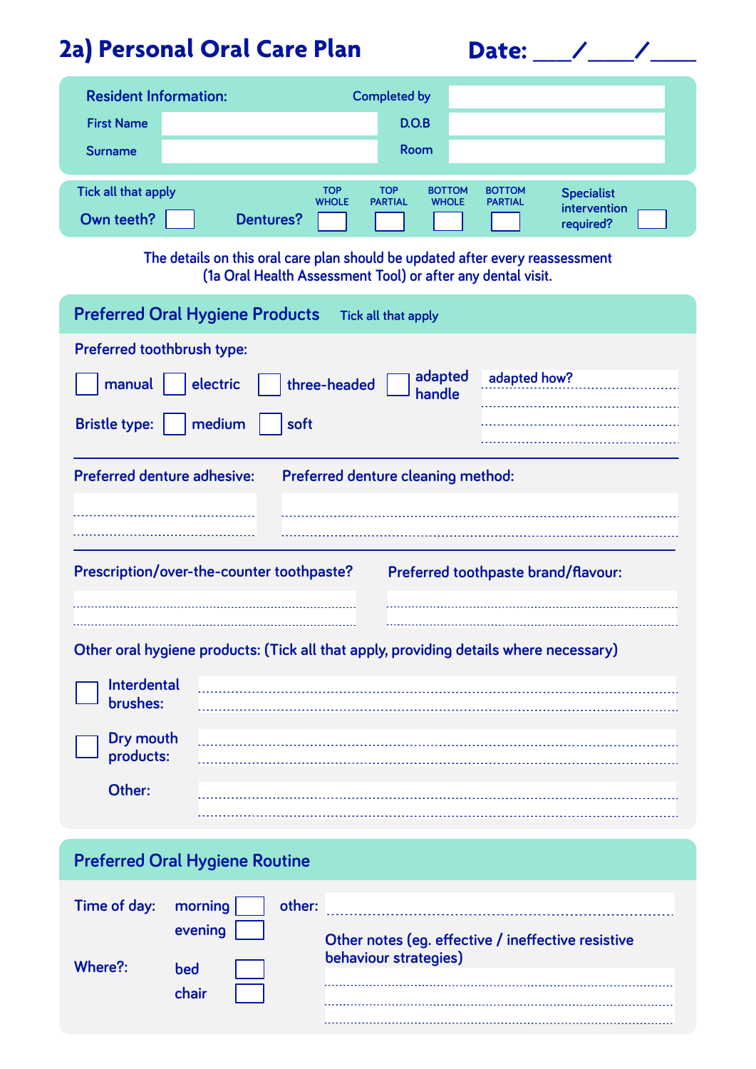# 2a) Personal Oral Care Plan

**Date:** ___/___/___

**Resident Information:**

| | | | |
|---|---|---|---|
| | | Completed by | |
| First Name | | D.O.B | |
| Surname | | Room | |

Tick all that apply

Own teeth? ☐ Dentures? TOP WHOLE ☐ TOP PARTIAL ☐ BOTTOM WHOLE ☐ BOTTOM PARTIAL ☐ Specialist intervention required? ☐

The details on this oral care plan should be updated after every reassessment (1a Oral Health Assessment Tool) or after any dental visit.

## Preferred Oral Hygiene Products

Tick all that apply

**Preferred toothbrush type:**

☐ manual ☐ electric ☐ three-headed ☐ adapted handle

adapted how? ............................................

Bristle type: ☐ medium ☐ soft

**Preferred denture adhesive:** ............................................

**Preferred denture cleaning method:** ............................................

**Prescription/over-the-counter toothpaste?** ............................................

**Preferred toothpaste brand/flavour:** ............................................

**Other oral hygiene products:** (Tick all that apply, providing details where necessary)

☐ Interdental brushes: ............................................

☐ Dry mouth products: ............................................

Other: ............................................

## Preferred Oral Hygiene Routine

Time of day: morning ☐ evening ☐

other: ............................................

Where?: bed ☐ chair ☐

Other notes (eg. effective / ineffective resistive behaviour strategies)

............................................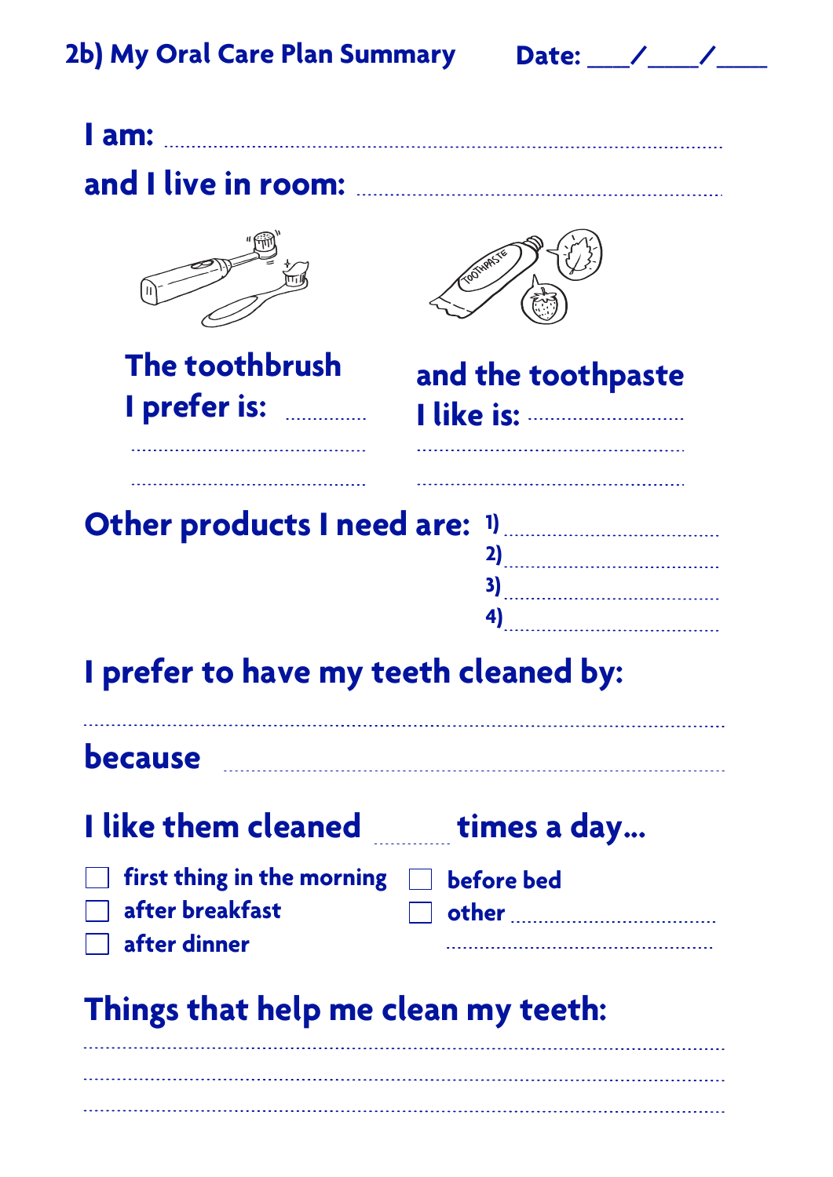## 2b) My Oral Care Plan Summary

**Date:** ___/___/___

**I am:** ..................................................

**and I live in room:** ..................................................

**The toothbrush I prefer is:** ..................................................

..................................................

..................................................

**and the toothpaste I like is:** ..................................................

..................................................

..................................................

**Other products I need are:**

1) ..................................................
2) ..................................................
3) ..................................................
4) ..................................................

**I prefer to have my teeth cleaned by:**

..................................................

**because** ..................................................

**I like them cleaned** .......... **times a day...**

- [ ] first thing in the morning
- [ ] after breakfast
- [ ] after dinner
- [ ] before bed
- [ ] other ..................................................

..................................................

**Things that help me clean my teeth:**

..................................................

..................................................

..................................................